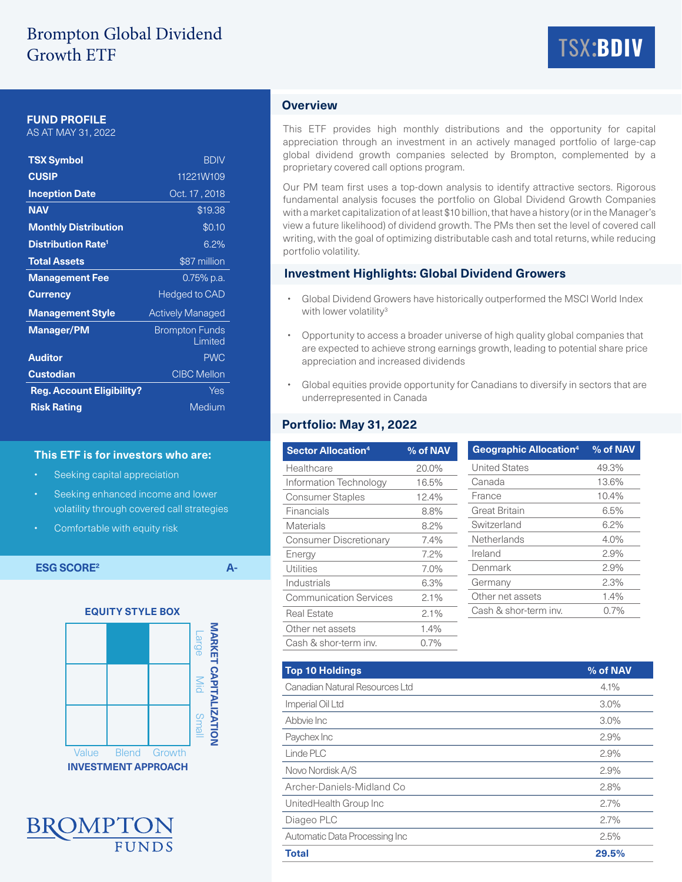# Brompton Global Dividend Growth ETF

TSX:BDIV

## FUND PROFILE
AS AT MAY 31, 2022

| | |
|---|---|
| **TSX Symbol** | BDIV |
| **CUSIP** | 11221W109 |
| **Inception Date** | Oct. 17 , 2018 |
| **NAV** | $19.38 |
| **Monthly Distribution** | $0.10 |
| **Distribution Rate**[1] | 6.2% |
| **Total Assets** | $87 million |
| **Management Fee** | 0.75% p.a. |
| **Currency** | Hedged to CAD |
| **Management Style** | Actively Managed |
| **Manager/PM** | Brompton Funds Limited |
| **Auditor** | PWC |
| **Custodian** | CIBC Mellon |
| **Reg. Account Eligibility?** | Yes |
| **Risk Rating** | Medium |

### This ETF is for investors who are:

- Seeking capital appreciation
- Seeking enhanced income and lower volatility through covered call strategies
- Comfortable with equity risk

**ESG SCORE**[2] **A-**

### EQUITY STYLE BOX

| | Value | Blend | Growth |
|---|---|---|---|
| Large | | ■ | |
| Mid | | | |
| Small | | | |

INVESTMENT APPROACH / MARKET CAPITALIZATION

## Overview

This ETF provides high monthly distributions and the opportunity for capital appreciation through an investment in an actively managed portfolio of large-cap global dividend growth companies selected by Brompton, complemented by a proprietary covered call options program.

Our PM team first uses a top-down analysis to identify attractive sectors. Rigorous fundamental analysis focuses the portfolio on Global Dividend Growth Companies with a market capitalization of at least $10 billion, that have a history (or in the Manager's view a future likelihood) of dividend growth. The PMs then set the level of covered call writing, with the goal of optimizing distributable cash and total returns, while reducing portfolio volatility.

## Investment Highlights: Global Dividend Growers

- Global Dividend Growers have historically outperformed the MSCI World Index with lower volatility[3]
- Opportunity to access a broader universe of high quality global companies that are expected to achieve strong earnings growth, leading to potential share price appreciation and increased dividends
- Global equities provide opportunity for Canadians to diversify in sectors that are underrepresented in Canada

## Portfolio: May 31, 2022

| Sector Allocation[4] | % of NAV |
|---|---|
| Healthcare | 20.0% |
| Information Technology | 16.5% |
| Consumer Staples | 12.4% |
| Financials | 8.8% |
| Materials | 8.2% |
| Consumer Discretionary | 7.4% |
| Energy | 7.2% |
| Utilities | 7.0% |
| Industrials | 6.3% |
| Communication Services | 2.1% |
| Real Estate | 2.1% |
| Other net assets | 1.4% |
| Cash & shor-term inv. | 0.7% |

| Geographic Allocation[4] | % of NAV |
|---|---|
| United States | 49.3% |
| Canada | 13.6% |
| France | 10.4% |
| Great Britain | 6.5% |
| Switzerland | 6.2% |
| Netherlands | 4.0% |
| Ireland | 2.9% |
| Denmark | 2.9% |
| Germany | 2.3% |
| Other net assets | 1.4% |
| Cash & shor-term inv. | 0.7% |

| Top 10 Holdings | % of NAV |
|---|---|
| Canadian Natural Resources Ltd | 4.1% |
| Imperial Oil Ltd | 3.0% |
| Abbvie Inc | 3.0% |
| Paychex Inc | 2.9% |
| Linde PLC | 2.9% |
| Novo Nordisk A/S | 2.9% |
| Archer-Daniels-Midland Co | 2.8% |
| UnitedHealth Group Inc | 2.7% |
| Diageo PLC | 2.7% |
| Automatic Data Processing Inc | 2.5% |
| **Total** | **29.5%** |

BROMPTON FUNDS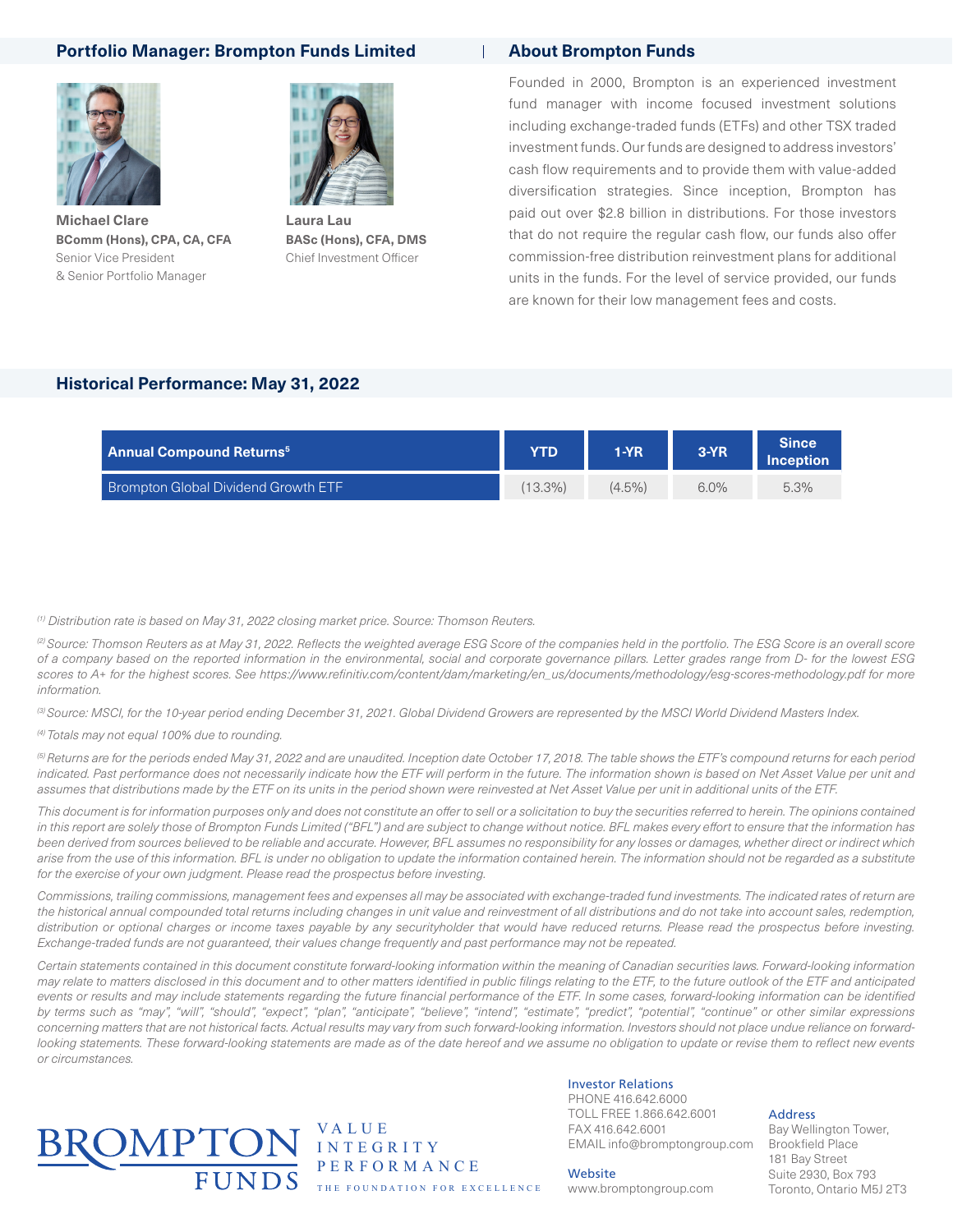## Portfolio Manager: Brompton Funds Limited

**Michael Clare**
**BComm (Hons), CPA, CA, CFA**
Senior Vice President
& Senior Portfolio Manager

**Laura Lau**
**BASc (Hons), CFA, DMS**
Chief Investment Officer

## About Brompton Funds

Founded in 2000, Brompton is an experienced investment fund manager with income focused investment solutions including exchange-traded funds (ETFs) and other TSX traded investment funds. Our funds are designed to address investors' cash flow requirements and to provide them with value-added diversification strategies. Since inception, Brompton has paid out over $2.8 billion in distributions. For those investors that do not require the regular cash flow, our funds also offer commission-free distribution reinvestment plans for additional units in the funds. For the level of service provided, our funds are known for their low management fees and costs.

## Historical Performance: May 31, 2022

| Annual Compound Returns[5] | YTD | 1-YR | 3-YR | Since Inception |
|---|---|---|---|---|
| Brompton Global Dividend Growth ETF | (13.3%) | (4.5%) | 6.0% | 5.3% |

*[1] Distribution rate is based on May 31, 2022 closing market price. Source: Thomson Reuters.*

*[2] Source: Thomson Reuters as at May 31, 2022. Reflects the weighted average ESG Score of the companies held in the portfolio. The ESG Score is an overall score of a company based on the reported information in the environmental, social and corporate governance pillars. Letter grades range from D- for the lowest ESG scores to A+ for the highest scores. See https://www.refinitiv.com/content/dam/marketing/en_us/documents/methodology/esg-scores-methodology.pdf for more information.*

*[3] Source: MSCI, for the 10-year period ending December 31, 2021. Global Dividend Growers are represented by the MSCI World Dividend Masters Index.*

*[4] Totals may not equal 100% due to rounding.*

*[5] Returns are for the periods ended May 31, 2022 and are unaudited. Inception date October 17, 2018. The table shows the ETF's compound returns for each period indicated. Past performance does not necessarily indicate how the ETF will perform in the future. The information shown is based on Net Asset Value per unit and assumes that distributions made by the ETF on its units in the period shown were reinvested at Net Asset Value per unit in additional units of the ETF.*

*This document is for information purposes only and does not constitute an offer to sell or a solicitation to buy the securities referred to herein. The opinions contained in this report are solely those of Brompton Funds Limited ("BFL") and are subject to change without notice. BFL makes every effort to ensure that the information has been derived from sources believed to be reliable and accurate. However, BFL assumes no responsibility for any losses or damages, whether direct or indirect which arise from the use of this information. BFL is under no obligation to update the information contained herein. The information should not be regarded as a substitute for the exercise of your own judgment. Please read the prospectus before investing.*

*Commissions, trailing commissions, management fees and expenses all may be associated with exchange-traded fund investments. The indicated rates of return are the historical annual compounded total returns including changes in unit value and reinvestment of all distributions and do not take into account sales, redemption, distribution or optional charges or income taxes payable by any securityholder that would have reduced returns. Please read the prospectus before investing. Exchange-traded funds are not guaranteed, their values change frequently and past performance may not be repeated.*

*Certain statements contained in this document constitute forward-looking information within the meaning of Canadian securities laws. Forward-looking information may relate to matters disclosed in this document and to other matters identified in public filings relating to the ETF, to the future outlook of the ETF and anticipated events or results and may include statements regarding the future financial performance of the ETF. In some cases, forward-looking information can be identified by terms such as "may", "will", "should", "expect", "plan", "anticipate", "believe", "intend", "estimate", "predict", "potential", "continue" or other similar expressions concerning matters that are not historical facts. Actual results may vary from such forward-looking information. Investors should not place undue reliance on forward-looking statements. These forward-looking statements are made as of the date hereof and we assume no obligation to update or revise them to reflect new events or circumstances.*

BROMPTON FUNDS

VALUE
INTEGRITY
PERFORMANCE
THE FOUNDATION FOR EXCELLENCE

**Investor Relations**
PHONE 416.642.6000
TOLL FREE 1.866.642.6001
FAX 416.642.6001
EMAIL info@bromptongroup.com

**Website**
www.bromptongroup.com

**Address**
Bay Wellington Tower,
Brookfield Place
181 Bay Street
Suite 2930, Box 793
Toronto, Ontario M5J 2T3